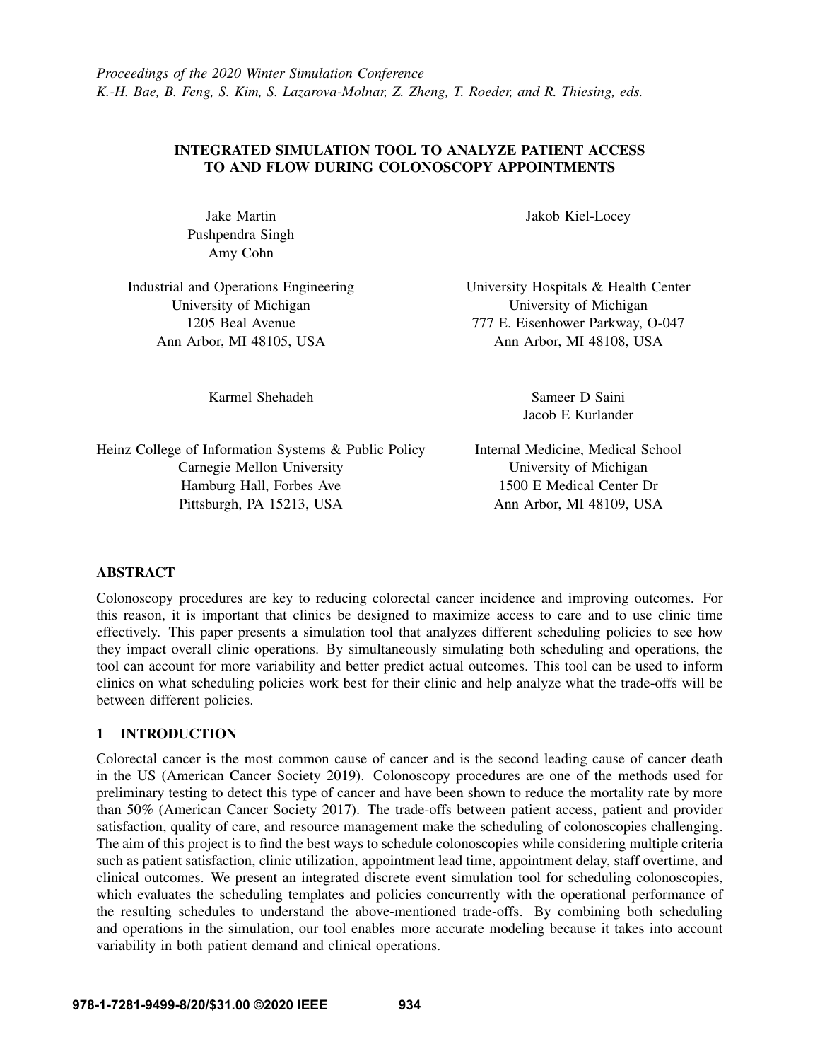*Proceedings of the 2020 Winter Simulation Conference*
*K.-H. Bae, B. Feng, S. Kim, S. Lazarova-Molnar, Z. Zheng, T. Roeder, and R. Thiesing, eds.*

# INTEGRATED SIMULATION TOOL TO ANALYZE PATIENT ACCESS TO AND FLOW DURING COLONOSCOPY APPOINTMENTS

Jake Martin
Pushpendra Singh
Amy Cohn

Industrial and Operations Engineering
University of Michigan
1205 Beal Avenue
Ann Arbor, MI 48105, USA

Jakob Kiel-Locey

University Hospitals & Health Center
University of Michigan
777 E. Eisenhower Parkway, O-047
Ann Arbor, MI 48108, USA

Karmel Shehadeh

Heinz College of Information Systems & Public Policy
Carnegie Mellon University
Hamburg Hall, Forbes Ave
Pittsburgh, PA 15213, USA

Sameer D Saini
Jacob E Kurlander

Internal Medicine, Medical School
University of Michigan
1500 E Medical Center Dr
Ann Arbor, MI 48109, USA

## ABSTRACT

Colonoscopy procedures are key to reducing colorectal cancer incidence and improving outcomes. For this reason, it is important that clinics be designed to maximize access to care and to use clinic time effectively. This paper presents a simulation tool that analyzes different scheduling policies to see how they impact overall clinic operations. By simultaneously simulating both scheduling and operations, the tool can account for more variability and better predict actual outcomes. This tool can be used to inform clinics on what scheduling policies work best for their clinic and help analyze what the trade-offs will be between different policies.

## 1 INTRODUCTION

Colorectal cancer is the most common cause of cancer and is the second leading cause of cancer death in the US (American Cancer Society 2019). Colonoscopy procedures are one of the methods used for preliminary testing to detect this type of cancer and have been shown to reduce the mortality rate by more than 50% (American Cancer Society 2017). The trade-offs between patient access, patient and provider satisfaction, quality of care, and resource management make the scheduling of colonoscopies challenging. The aim of this project is to find the best ways to schedule colonoscopies while considering multiple criteria such as patient satisfaction, clinic utilization, appointment lead time, appointment delay, staff overtime, and clinical outcomes. We present an integrated discrete event simulation tool for scheduling colonoscopies, which evaluates the scheduling templates and policies concurrently with the operational performance of the resulting schedules to understand the above-mentioned trade-offs. By combining both scheduling and operations in the simulation, our tool enables more accurate modeling because it takes into account variability in both patient demand and clinical operations.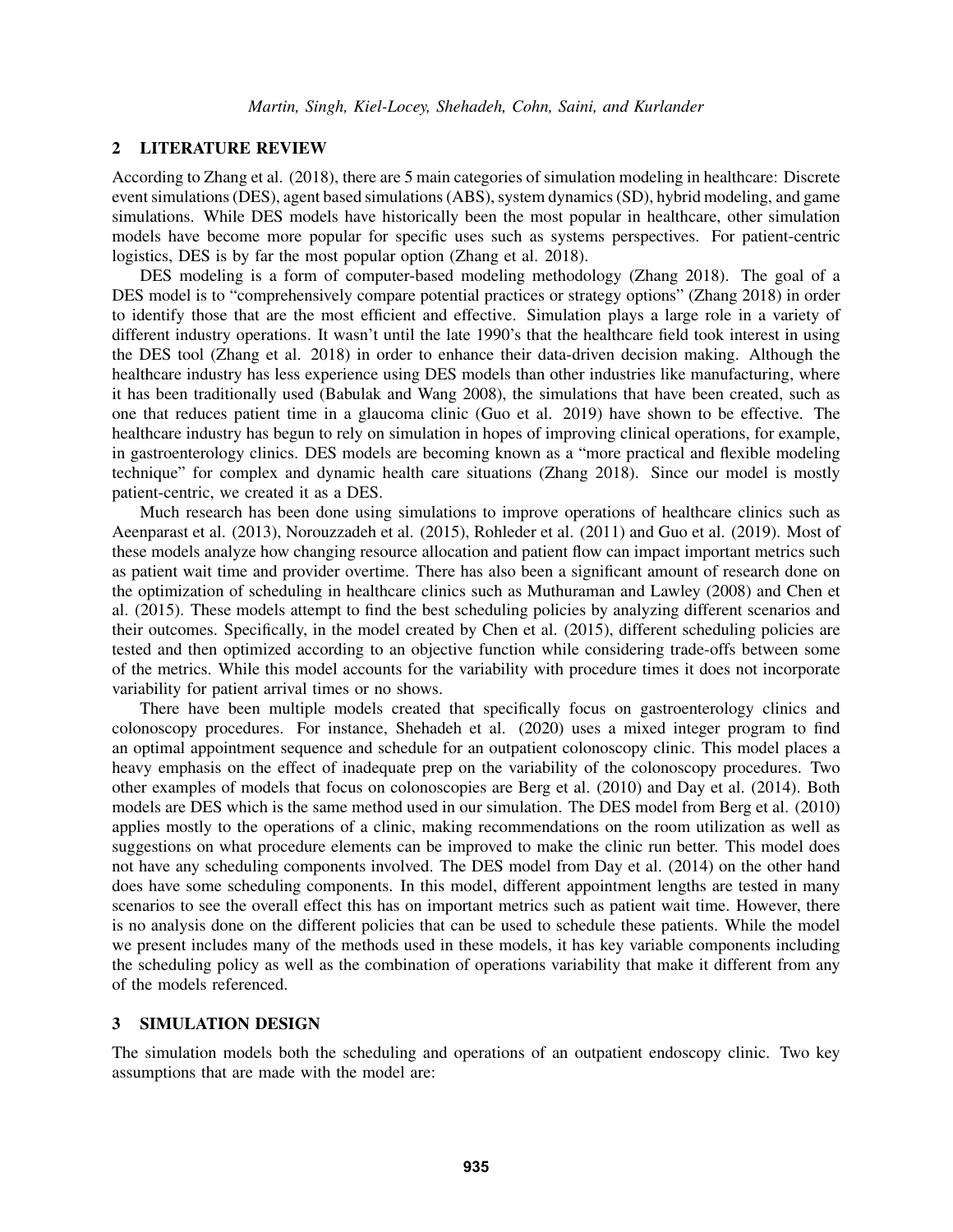## 2 LITERATURE REVIEW

According to Zhang et al. (2018), there are 5 main categories of simulation modeling in healthcare: Discrete event simulations (DES), agent based simulations (ABS), system dynamics (SD), hybrid modeling, and game simulations. While DES models have historically been the most popular in healthcare, other simulation models have become more popular for specific uses such as systems perspectives. For patient-centric logistics, DES is by far the most popular option (Zhang et al. 2018).

DES modeling is a form of computer-based modeling methodology (Zhang 2018). The goal of a DES model is to "comprehensively compare potential practices or strategy options" (Zhang 2018) in order to identify those that are the most efficient and effective. Simulation plays a large role in a variety of different industry operations. It wasn't until the late 1990's that the healthcare field took interest in using the DES tool (Zhang et al. 2018) in order to enhance their data-driven decision making. Although the healthcare industry has less experience using DES models than other industries like manufacturing, where it has been traditionally used (Babulak and Wang 2008), the simulations that have been created, such as one that reduces patient time in a glaucoma clinic (Guo et al. 2019) have shown to be effective. The healthcare industry has begun to rely on simulation in hopes of improving clinical operations, for example, in gastroenterology clinics. DES models are becoming known as a "more practical and flexible modeling technique" for complex and dynamic health care situations (Zhang 2018). Since our model is mostly patient-centric, we created it as a DES.

Much research has been done using simulations to improve operations of healthcare clinics such as Aeenparast et al. (2013), Norouzzadeh et al. (2015), Rohleder et al. (2011) and Guo et al. (2019). Most of these models analyze how changing resource allocation and patient flow can impact important metrics such as patient wait time and provider overtime. There has also been a significant amount of research done on the optimization of scheduling in healthcare clinics such as Muthuraman and Lawley (2008) and Chen et al. (2015). These models attempt to find the best scheduling policies by analyzing different scenarios and their outcomes. Specifically, in the model created by Chen et al. (2015), different scheduling policies are tested and then optimized according to an objective function while considering trade-offs between some of the metrics. While this model accounts for the variability with procedure times it does not incorporate variability for patient arrival times or no shows.

There have been multiple models created that specifically focus on gastroenterology clinics and colonoscopy procedures. For instance, Shehadeh et al. (2020) uses a mixed integer program to find an optimal appointment sequence and schedule for an outpatient colonoscopy clinic. This model places a heavy emphasis on the effect of inadequate prep on the variability of the colonoscopy procedures. Two other examples of models that focus on colonoscopies are Berg et al. (2010) and Day et al. (2014). Both models are DES which is the same method used in our simulation. The DES model from Berg et al. (2010) applies mostly to the operations of a clinic, making recommendations on the room utilization as well as suggestions on what procedure elements can be improved to make the clinic run better. This model does not have any scheduling components involved. The DES model from Day et al. (2014) on the other hand does have some scheduling components. In this model, different appointment lengths are tested in many scenarios to see the overall effect this has on important metrics such as patient wait time. However, there is no analysis done on the different policies that can be used to schedule these patients. While the model we present includes many of the methods used in these models, it has key variable components including the scheduling policy as well as the combination of operations variability that make it different from any of the models referenced.

## 3 SIMULATION DESIGN

The simulation models both the scheduling and operations of an outpatient endoscopy clinic. Two key assumptions that are made with the model are: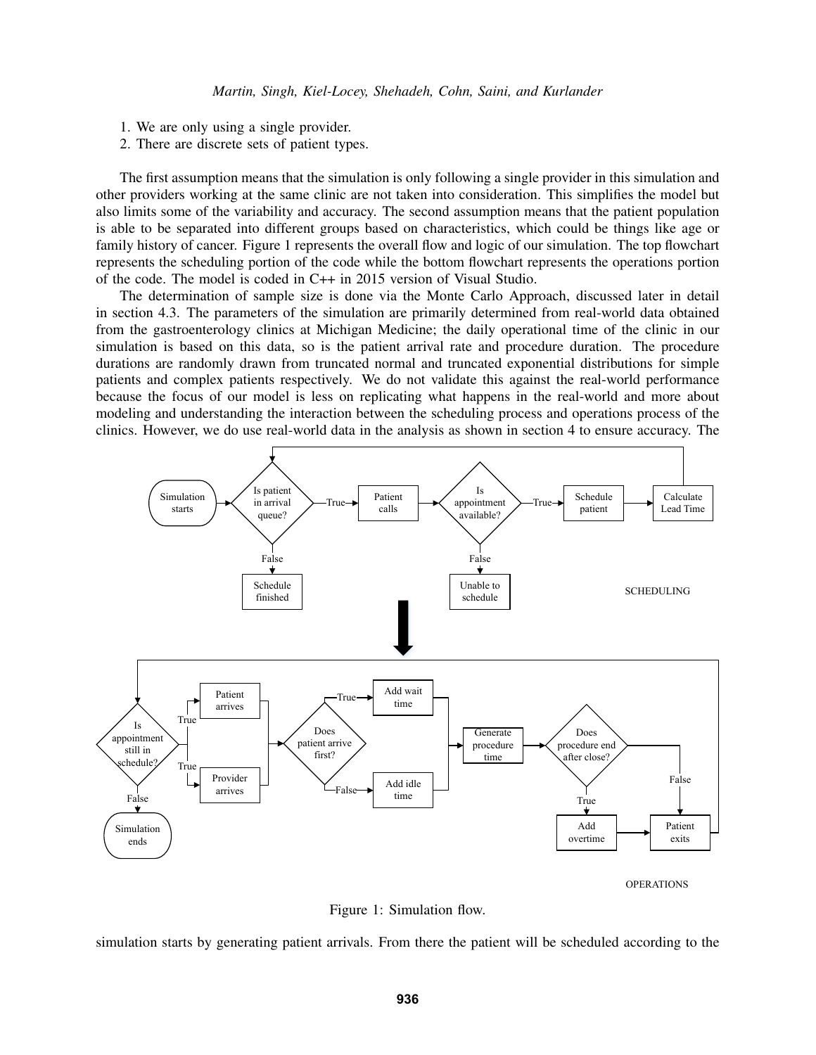1. We are only using a single provider.
2. There are discrete sets of patient types.

The first assumption means that the simulation is only following a single provider in this simulation and other providers working at the same clinic are not taken into consideration. This simplifies the model but also limits some of the variability and accuracy. The second assumption means that the patient population is able to be separated into different groups based on characteristics, which could be things like age or family history of cancer. Figure 1 represents the overall flow and logic of our simulation. The top flowchart represents the scheduling portion of the code while the bottom flowchart represents the operations portion of the code. The model is coded in C++ in 2015 version of Visual Studio.

The determination of sample size is done via the Monte Carlo Approach, discussed later in detail in section 4.3. The parameters of the simulation are primarily determined from real-world data obtained from the gastroenterology clinics at Michigan Medicine; the daily operational time of the clinic in our simulation is based on this data, so is the patient arrival rate and procedure duration. The procedure durations are randomly drawn from truncated normal and truncated exponential distributions for simple patients and complex patients respectively. We do not validate this against the real-world performance because the focus of our model is less on replicating what happens in the real-world and more about modeling and understanding the interaction between the scheduling process and operations process of the clinics. However, we do use real-world data in the analysis as shown in section 4 to ensure accuracy. The

Simulation starts
Is patient in arrival queue?
True
False
Patient calls
Is appointment available?
True
False
Schedule patient
Calculate Lead Time
Schedule finished
Unable to schedule
SCHEDULING

Is appointment still in schedule?
True
True
False
Simulation ends
Patient arrives
Provider arrives
Does patient arrive first?
True
False
Add wait time
Add idle time
Generate procedure time
Does procedure end after close?
True
False
Add overtime
Patient exits
OPERATIONS

Figure 1: Simulation flow.

simulation starts by generating patient arrivals. From there the patient will be scheduled according to the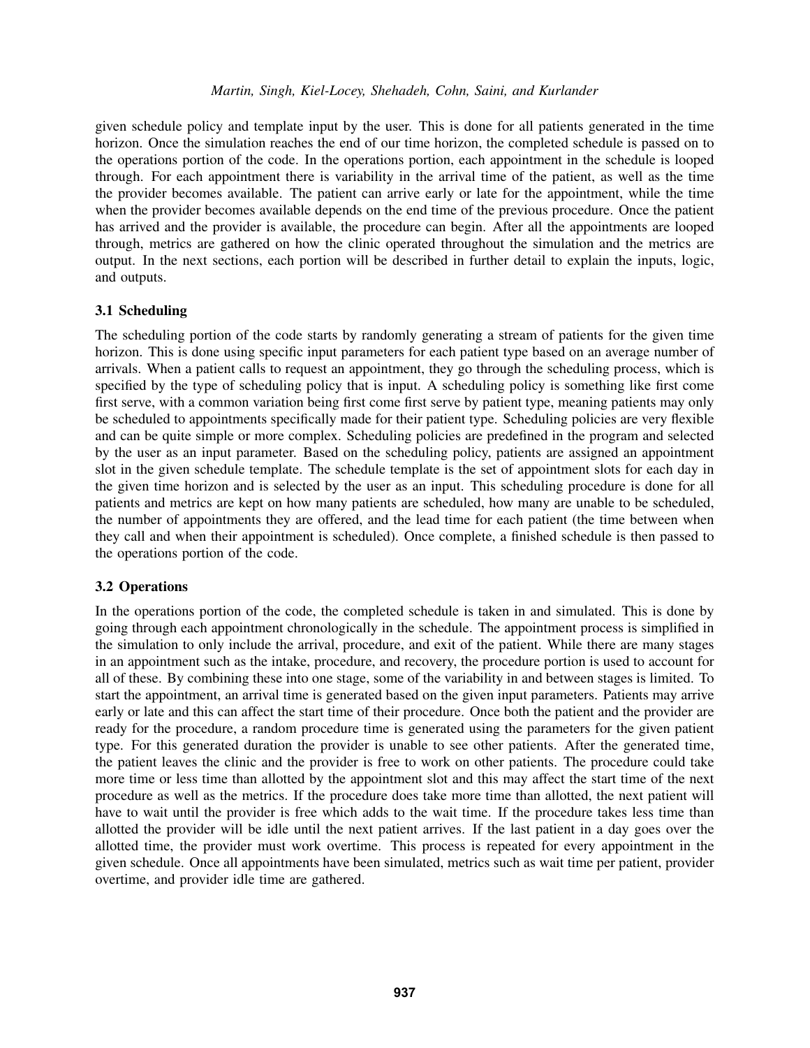given schedule policy and template input by the user. This is done for all patients generated in the time horizon. Once the simulation reaches the end of our time horizon, the completed schedule is passed on to the operations portion of the code. In the operations portion, each appointment in the schedule is looped through. For each appointment there is variability in the arrival time of the patient, as well as the time the provider becomes available. The patient can arrive early or late for the appointment, while the time when the provider becomes available depends on the end time of the previous procedure. Once the patient has arrived and the provider is available, the procedure can begin. After all the appointments are looped through, metrics are gathered on how the clinic operated throughout the simulation and the metrics are output. In the next sections, each portion will be described in further detail to explain the inputs, logic, and outputs.

### 3.1 Scheduling

The scheduling portion of the code starts by randomly generating a stream of patients for the given time horizon. This is done using specific input parameters for each patient type based on an average number of arrivals. When a patient calls to request an appointment, they go through the scheduling process, which is specified by the type of scheduling policy that is input. A scheduling policy is something like first come first serve, with a common variation being first come first serve by patient type, meaning patients may only be scheduled to appointments specifically made for their patient type. Scheduling policies are very flexible and can be quite simple or more complex. Scheduling policies are predefined in the program and selected by the user as an input parameter. Based on the scheduling policy, patients are assigned an appointment slot in the given schedule template. The schedule template is the set of appointment slots for each day in the given time horizon and is selected by the user as an input. This scheduling procedure is done for all patients and metrics are kept on how many patients are scheduled, how many are unable to be scheduled, the number of appointments they are offered, and the lead time for each patient (the time between when they call and when their appointment is scheduled). Once complete, a finished schedule is then passed to the operations portion of the code.

### 3.2 Operations

In the operations portion of the code, the completed schedule is taken in and simulated. This is done by going through each appointment chronologically in the schedule. The appointment process is simplified in the simulation to only include the arrival, procedure, and exit of the patient. While there are many stages in an appointment such as the intake, procedure, and recovery, the procedure portion is used to account for all of these. By combining these into one stage, some of the variability in and between stages is limited. To start the appointment, an arrival time is generated based on the given input parameters. Patients may arrive early or late and this can affect the start time of their procedure. Once both the patient and the provider are ready for the procedure, a random procedure time is generated using the parameters for the given patient type. For this generated duration the provider is unable to see other patients. After the generated time, the patient leaves the clinic and the provider is free to work on other patients. The procedure could take more time or less time than allotted by the appointment slot and this may affect the start time of the next procedure as well as the metrics. If the procedure does take more time than allotted, the next patient will have to wait until the provider is free which adds to the wait time. If the procedure takes less time than allotted the provider will be idle until the next patient arrives. If the last patient in a day goes over the allotted time, the provider must work overtime. This process is repeated for every appointment in the given schedule. Once all appointments have been simulated, metrics such as wait time per patient, provider overtime, and provider idle time are gathered.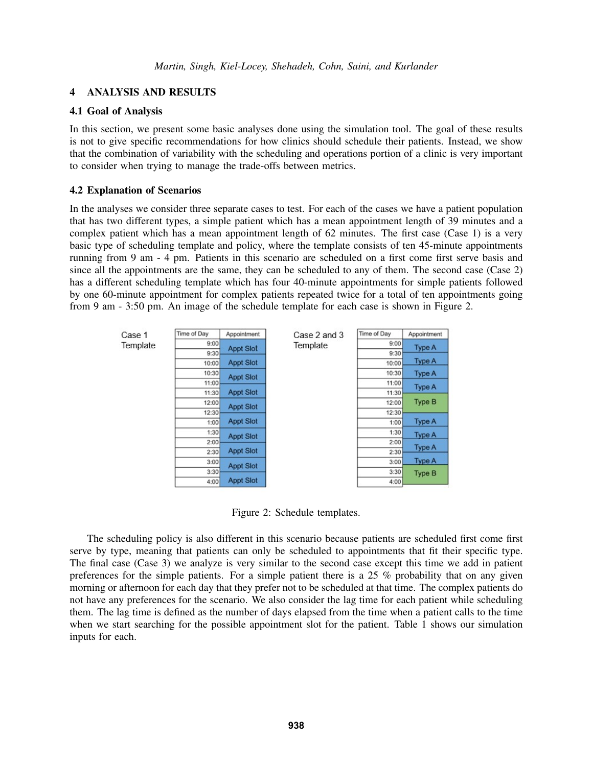## 4 ANALYSIS AND RESULTS

### 4.1 Goal of Analysis

In this section, we present some basic analyses done using the simulation tool. The goal of these results is not to give specific recommendations for how clinics should schedule their patients. Instead, we show that the combination of variability with the scheduling and operations portion of a clinic is very important to consider when trying to manage the trade-offs between metrics.

### 4.2 Explanation of Scenarios

In the analyses we consider three separate cases to test. For each of the cases we have a patient population that has two different types, a simple patient which has a mean appointment length of 39 minutes and a complex patient which has a mean appointment length of 62 minutes. The first case (Case 1) is a very basic type of scheduling template and policy, where the template consists of ten 45-minute appointments running from 9 am - 4 pm. Patients in this scenario are scheduled on a first come first serve basis and since all the appointments are the same, they can be scheduled to any of them. The second case (Case 2) has a different scheduling template which has four 40-minute appointments for simple patients followed by one 60-minute appointment for complex patients repeated twice for a total of ten appointments going from 9 am - 3:50 pm. An image of the schedule template for each case is shown in Figure 2.

Case 1 Template

Time of Day
Appointment
9:00
9:30
10:00
10:30
11:00
11:30
12:00
12:30
1:00
1:30
2:00
2:30
3:00
3:30
4:00
Appt Slot
Appt Slot
Appt Slot
Appt Slot
Appt Slot
Appt Slot
Appt Slot
Appt Slot
Appt Slot
Appt Slot

Case 2 and 3 Template

Time of Day
Appointment
9:00
9:30
10:00
10:30
11:00
11:30
12:00
12:30
1:00
1:30
2:00
2:30
3:00
3:30
4:00
Type A
Type A
Type A
Type A
Type B
Type A
Type A
Type A
Type A
Type B

Figure 2: Schedule templates.

The scheduling policy is also different in this scenario because patients are scheduled first come first serve by type, meaning that patients can only be scheduled to appointments that fit their specific type. The final case (Case 3) we analyze is very similar to the second case except this time we add in patient preferences for the simple patients. For a simple patient there is a 25 % probability that on any given morning or afternoon for each day that they prefer not to be scheduled at that time. The complex patients do not have any preferences for the scenario. We also consider the lag time for each patient while scheduling them. The lag time is defined as the number of days elapsed from the time when a patient calls to the time when we start searching for the possible appointment slot for the patient. Table 1 shows our simulation inputs for each.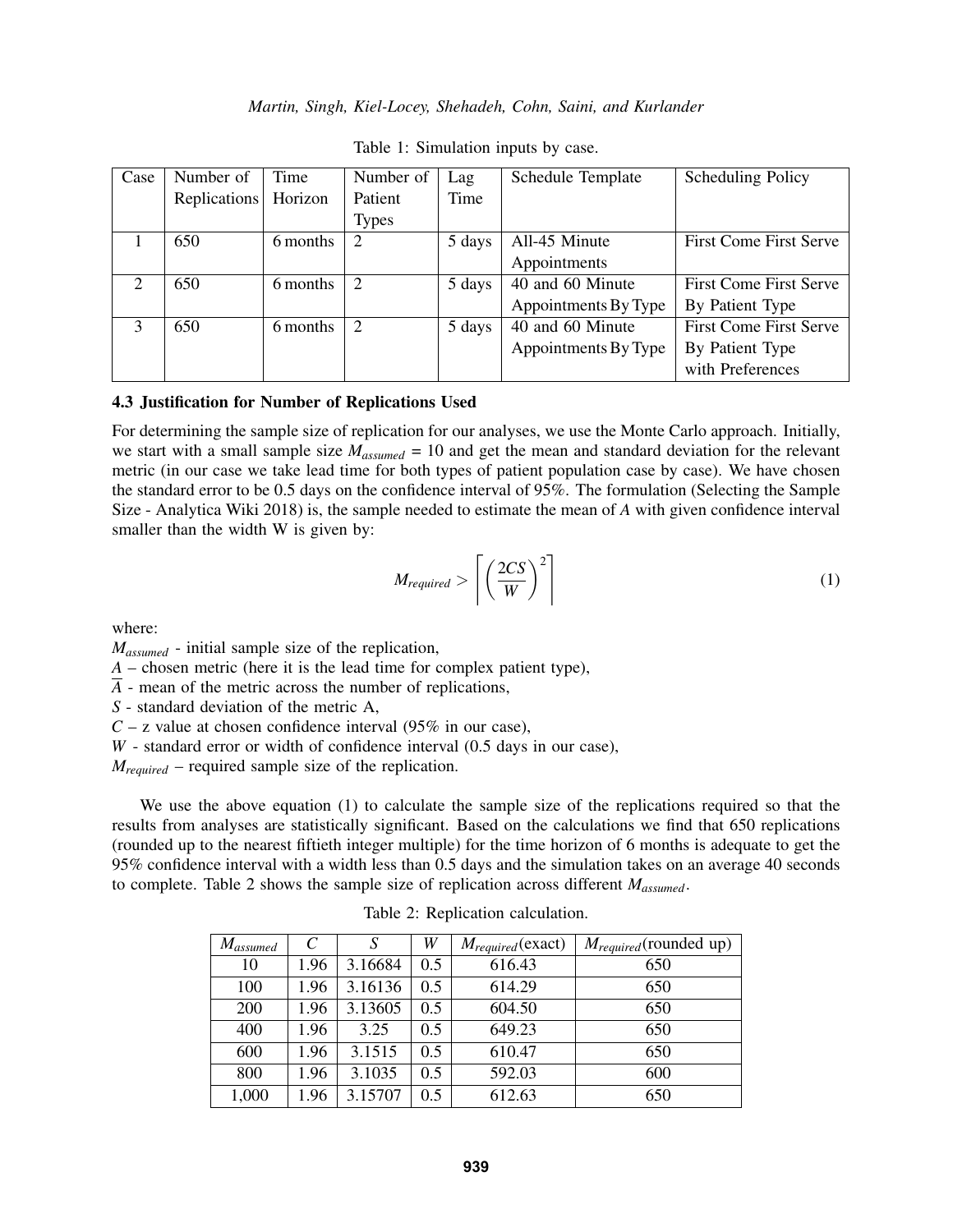Table 1: Simulation inputs by case.

| Case | Number of Replications | Time Horizon | Number of Patient Types | Lag Time | Schedule Template | Scheduling Policy |
|---|---|---|---|---|---|---|
| 1 | 650 | 6 months | 2 | 5 days | All-45 Minute Appointments | First Come First Serve |
| 2 | 650 | 6 months | 2 | 5 days | 40 and 60 Minute Appointments By Type | First Come First Serve By Patient Type |
| 3 | 650 | 6 months | 2 | 5 days | 40 and 60 Minute Appointments By Type | First Come First Serve By Patient Type with Preferences |

### 4.3 Justification for Number of Replications Used

For determining the sample size of replication for our analyses, we use the Monte Carlo approach. Initially, we start with a small sample size $M_{assumed}$ = 10 and get the mean and standard deviation for the relevant metric (in our case we take lead time for both types of patient population case by case). We have chosen the standard error to be 0.5 days on the confidence interval of 95%. The formulation (Selecting the Sample Size - Analytica Wiki 2018) is, the sample needed to estimate the mean of $A$ with given confidence interval smaller than the width W is given by:

$$M_{required} > \left\lceil \left( \frac{2CS}{W} \right)^2 \right\rceil \tag{1}$$

where:
$M_{assumed}$ - initial sample size of the replication,
$A$ – chosen metric (here it is the lead time for complex patient type),
$\overline{A}$ - mean of the metric across the number of replications,
$S$ - standard deviation of the metric A,
$C$ – z value at chosen confidence interval (95% in our case),
$W$ - standard error or width of confidence interval (0.5 days in our case),
$M_{required}$ – required sample size of the replication.

We use the above equation (1) to calculate the sample size of the replications required so that the results from analyses are statistically significant. Based on the calculations we find that 650 replications (rounded up to the nearest fiftieth integer multiple) for the time horizon of 6 months is adequate to get the 95% confidence interval with a width less than 0.5 days and the simulation takes on an average 40 seconds to complete. Table 2 shows the sample size of replication across different $M_{assumed}$.

Table 2: Replication calculation.

| $M_{assumed}$ | $C$ | $S$ | $W$ | $M_{required}$(exact) | $M_{required}$(rounded up) |
|---|---|---|---|---|---|
| 10 | 1.96 | 3.16684 | 0.5 | 616.43 | 650 |
| 100 | 1.96 | 3.16136 | 0.5 | 614.29 | 650 |
| 200 | 1.96 | 3.13605 | 0.5 | 604.50 | 650 |
| 400 | 1.96 | 3.25 | 0.5 | 649.23 | 650 |
| 600 | 1.96 | 3.1515 | 0.5 | 610.47 | 650 |
| 800 | 1.96 | 3.1035 | 0.5 | 592.03 | 600 |
| 1,000 | 1.96 | 3.15707 | 0.5 | 612.63 | 650 |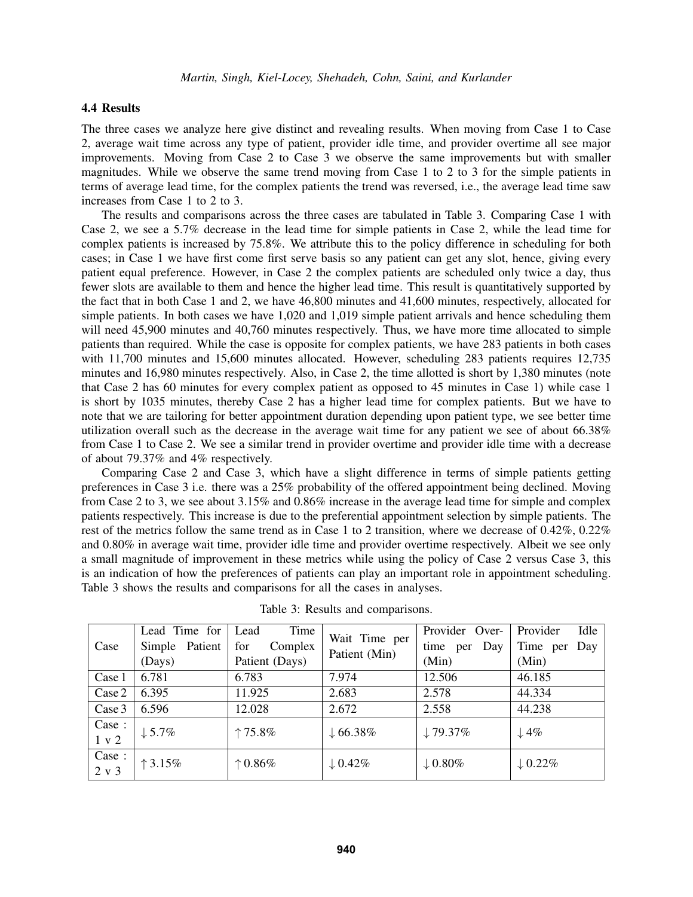### 4.4 Results

The three cases we analyze here give distinct and revealing results. When moving from Case 1 to Case 2, average wait time across any type of patient, provider idle time, and provider overtime all see major improvements. Moving from Case 2 to Case 3 we observe the same improvements but with smaller magnitudes. While we observe the same trend moving from Case 1 to 2 to 3 for the simple patients in terms of average lead time, for the complex patients the trend was reversed, i.e., the average lead time saw increases from Case 1 to 2 to 3.

The results and comparisons across the three cases are tabulated in Table 3. Comparing Case 1 with Case 2, we see a 5.7% decrease in the lead time for simple patients in Case 2, while the lead time for complex patients is increased by 75.8%. We attribute this to the policy difference in scheduling for both cases; in Case 1 we have first come first serve basis so any patient can get any slot, hence, giving every patient equal preference. However, in Case 2 the complex patients are scheduled only twice a day, thus fewer slots are available to them and hence the higher lead time. This result is quantitatively supported by the fact that in both Case 1 and 2, we have 46,800 minutes and 41,600 minutes, respectively, allocated for simple patients. In both cases we have 1,020 and 1,019 simple patient arrivals and hence scheduling them will need 45,900 minutes and 40,760 minutes respectively. Thus, we have more time allocated to simple patients than required. While the case is opposite for complex patients, we have 283 patients in both cases with 11,700 minutes and 15,600 minutes allocated. However, scheduling 283 patients requires 12,735 minutes and 16,980 minutes respectively. Also, in Case 2, the time allotted is short by 1,380 minutes (note that Case 2 has 60 minutes for every complex patient as opposed to 45 minutes in Case 1) while case 1 is short by 1035 minutes, thereby Case 2 has a higher lead time for complex patients. But we have to note that we are tailoring for better appointment duration depending upon patient type, we see better time utilization overall such as the decrease in the average wait time for any patient we see of about 66.38% from Case 1 to Case 2. We see a similar trend in provider overtime and provider idle time with a decrease of about 79.37% and 4% respectively.

Comparing Case 2 and Case 3, which have a slight difference in terms of simple patients getting preferences in Case 3 i.e. there was a 25% probability of the offered appointment being declined. Moving from Case 2 to 3, we see about 3.15% and 0.86% increase in the average lead time for simple and complex patients respectively. This increase is due to the preferential appointment selection by simple patients. The rest of the metrics follow the same trend as in Case 1 to 2 transition, where we decrease of 0.42%, 0.22% and 0.80% in average wait time, provider idle time and provider overtime respectively. Albeit we see only a small magnitude of improvement in these metrics while using the policy of Case 2 versus Case 3, this is an indication of how the preferences of patients can play an important role in appointment scheduling. Table 3 shows the results and comparisons for all the cases in analyses.

Table 3: Results and comparisons.

| Case | Lead Time for Simple Patient (Days) | Lead Time for Complex Patient (Days) | Wait Time per Patient (Min) | Provider Overtime per Day (Min) | Provider Idle Time per Day (Min) |
|---|---|---|---|---|---|
| Case 1 | 6.781 | 6.783 | 7.974 | 12.506 | 46.185 |
| Case 2 | 6.395 | 11.925 | 2.683 | 2.578 | 44.334 |
| Case 3 | 6.596 | 12.028 | 2.672 | 2.558 | 44.238 |
| Case : 1 v 2 | $\downarrow$5.7% | $\uparrow$75.8% | $\downarrow$66.38% | $\downarrow$79.37% | $\downarrow$4% |
| Case : 2 v 3 | $\uparrow$3.15% | $\uparrow$0.86% | $\downarrow$0.42% | $\downarrow$0.80% | $\downarrow$0.22% |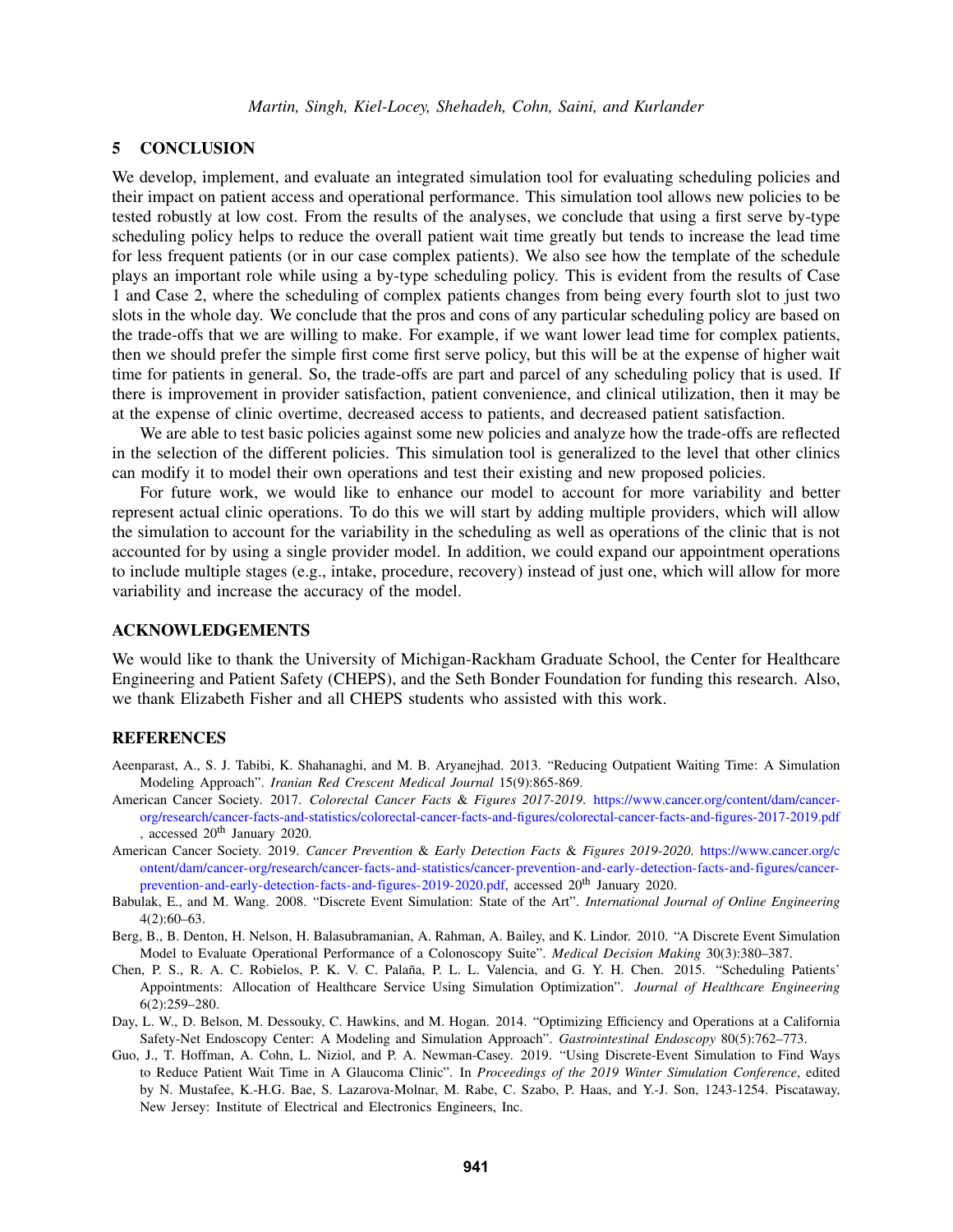## 5 CONCLUSION

We develop, implement, and evaluate an integrated simulation tool for evaluating scheduling policies and their impact on patient access and operational performance. This simulation tool allows new policies to be tested robustly at low cost. From the results of the analyses, we conclude that using a first serve by-type scheduling policy helps to reduce the overall patient wait time greatly but tends to increase the lead time for less frequent patients (or in our case complex patients). We also see how the template of the schedule plays an important role while using a by-type scheduling policy. This is evident from the results of Case 1 and Case 2, where the scheduling of complex patients changes from being every fourth slot to just two slots in the whole day. We conclude that the pros and cons of any particular scheduling policy are based on the trade-offs that we are willing to make. For example, if we want lower lead time for complex patients, then we should prefer the simple first come first serve policy, but this will be at the expense of higher wait time for patients in general. So, the trade-offs are part and parcel of any scheduling policy that is used. If there is improvement in provider satisfaction, patient convenience, and clinical utilization, then it may be at the expense of clinic overtime, decreased access to patients, and decreased patient satisfaction.

We are able to test basic policies against some new policies and analyze how the trade-offs are reflected in the selection of the different policies. This simulation tool is generalized to the level that other clinics can modify it to model their own operations and test their existing and new proposed policies.

For future work, we would like to enhance our model to account for more variability and better represent actual clinic operations. To do this we will start by adding multiple providers, which will allow the simulation to account for the variability in the scheduling as well as operations of the clinic that is not accounted for by using a single provider model. In addition, we could expand our appointment operations to include multiple stages (e.g., intake, procedure, recovery) instead of just one, which will allow for more variability and increase the accuracy of the model.

## ACKNOWLEDGEMENTS

We would like to thank the University of Michigan-Rackham Graduate School, the Center for Healthcare Engineering and Patient Safety (CHEPS), and the Seth Bonder Foundation for funding this research. Also, we thank Elizabeth Fisher and all CHEPS students who assisted with this work.

## REFERENCES

Aeenparast, A., S. J. Tabibi, K. Shahanaghi, and M. B. Aryanejhad. 2013. "Reducing Outpatient Waiting Time: A Simulation Modeling Approach". *Iranian Red Crescent Medical Journal* 15(9):865-869.

American Cancer Society. 2017. *Colorectal Cancer Facts & Figures 2017-2019*. https://www.cancer.org/content/dam/cancer-org/research/cancer-facts-and-statistics/colorectal-cancer-facts-and-figures/colorectal-cancer-facts-and-figures-2017-2019.pdf , accessed 20th January 2020.

American Cancer Society. 2019. *Cancer Prevention & Early Detection Facts & Figures 2019-2020*. https://www.cancer.org/content/dam/cancer-org/research/cancer-facts-and-statistics/cancer-prevention-and-early-detection-facts-and-figures/cancer-prevention-and-early-detection-facts-and-figures-2019-2020.pdf, accessed 20th January 2020.

Babulak, E., and M. Wang. 2008. "Discrete Event Simulation: State of the Art". *International Journal of Online Engineering* 4(2):60–63.

Berg, B., B. Denton, H. Nelson, H. Balasubramanian, A. Rahman, A. Bailey, and K. Lindor. 2010. "A Discrete Event Simulation Model to Evaluate Operational Performance of a Colonoscopy Suite". *Medical Decision Making* 30(3):380–387.

Chen, P. S., R. A. C. Robielos, P. K. V. C. Palaña, P. L. L. Valencia, and G. Y. H. Chen. 2015. "Scheduling Patients' Appointments: Allocation of Healthcare Service Using Simulation Optimization". *Journal of Healthcare Engineering* 6(2):259–280.

Day, L. W., D. Belson, M. Dessouky, C. Hawkins, and M. Hogan. 2014. "Optimizing Efficiency and Operations at a California Safety-Net Endoscopy Center: A Modeling and Simulation Approach". *Gastrointestinal Endoscopy* 80(5):762–773.

Guo, J., T. Hoffman, A. Cohn, L. Niziol, and P. A. Newman-Casey. 2019. "Using Discrete-Event Simulation to Find Ways to Reduce Patient Wait Time in A Glaucoma Clinic". In *Proceedings of the 2019 Winter Simulation Conference*, edited by N. Mustafee, K.-H.G. Bae, S. Lazarova-Molnar, M. Rabe, C. Szabo, P. Haas, and Y.-J. Son, 1243-1254. Piscataway, New Jersey: Institute of Electrical and Electronics Engineers, Inc.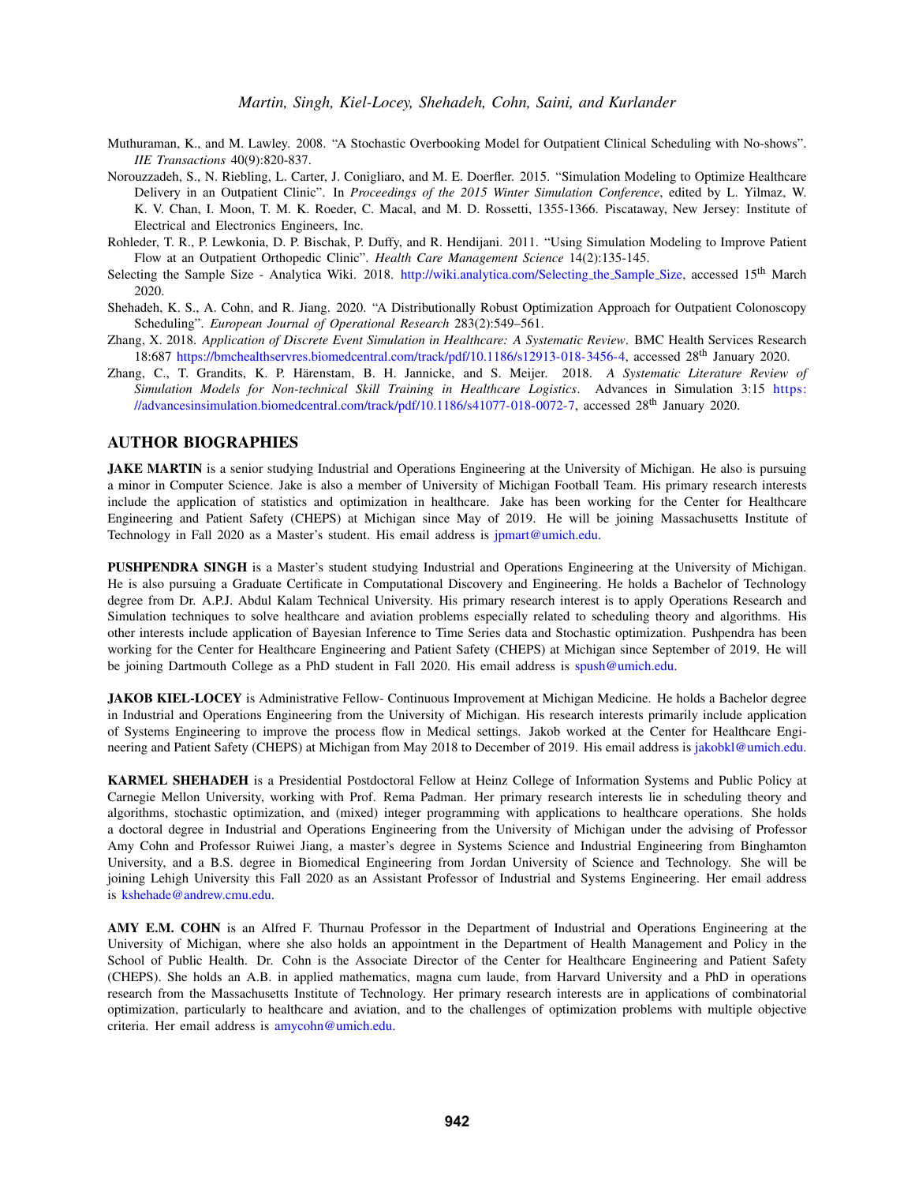Muthuraman, K., and M. Lawley. 2008. "A Stochastic Overbooking Model for Outpatient Clinical Scheduling with No-shows". *IIE Transactions* 40(9):820-837.

Norouzzadeh, S., N. Riebling, L. Carter, J. Conigliaro, and M. E. Doerfler. 2015. "Simulation Modeling to Optimize Healthcare Delivery in an Outpatient Clinic". In *Proceedings of the 2015 Winter Simulation Conference*, edited by L. Yilmaz, W. K. V. Chan, I. Moon, T. M. K. Roeder, C. Macal, and M. D. Rossetti, 1355-1366. Piscataway, New Jersey: Institute of Electrical and Electronics Engineers, Inc.

Rohleder, T. R., P. Lewkonia, D. P. Bischak, P. Duffy, and R. Hendijani. 2011. "Using Simulation Modeling to Improve Patient Flow at an Outpatient Orthopedic Clinic". *Health Care Management Science* 14(2):135-145.

Selecting the Sample Size - Analytica Wiki. 2018. http://wiki.analytica.com/Selecting_the_Sample_Size, accessed 15th March 2020.

Shehadeh, K. S., A. Cohn, and R. Jiang. 2020. "A Distributionally Robust Optimization Approach for Outpatient Colonoscopy Scheduling". *European Journal of Operational Research* 283(2):549–561.

Zhang, X. 2018. *Application of Discrete Event Simulation in Healthcare: A Systematic Review*. BMC Health Services Research 18:687 https://bmchealthservres.biomedcentral.com/track/pdf/10.1186/s12913-018-3456-4, accessed 28th January 2020.

Zhang, C., T. Grandits, K. P. Härenstam, B. H. Jannicke, and S. Meijer. 2018. *A Systematic Literature Review of Simulation Models for Non-technical Skill Training in Healthcare Logistics*. Advances in Simulation 3:15 https://advancesinsimulation.biomedcentral.com/track/pdf/10.1186/s41077-018-0072-7, accessed 28th January 2020.

## AUTHOR BIOGRAPHIES

**JAKE MARTIN** is a senior studying Industrial and Operations Engineering at the University of Michigan. He also is pursuing a minor in Computer Science. Jake is also a member of University of Michigan Football Team. His primary research interests include the application of statistics and optimization in healthcare. Jake has been working for the Center for Healthcare Engineering and Patient Safety (CHEPS) at Michigan since May of 2019. He will be joining Massachusetts Institute of Technology in Fall 2020 as a Master's student. His email address is jpmart@umich.edu.

**PUSHPENDRA SINGH** is a Master's student studying Industrial and Operations Engineering at the University of Michigan. He is also pursuing a Graduate Certificate in Computational Discovery and Engineering. He holds a Bachelor of Technology degree from Dr. A.P.J. Abdul Kalam Technical University. His primary research interest is to apply Operations Research and Simulation techniques to solve healthcare and aviation problems especially related to scheduling theory and algorithms. His other interests include application of Bayesian Inference to Time Series data and Stochastic optimization. Pushpendra has been working for the Center for Healthcare Engineering and Patient Safety (CHEPS) at Michigan since September of 2019. He will be joining Dartmouth College as a PhD student in Fall 2020. His email address is spush@umich.edu.

**JAKOB KIEL-LOCEY** is Administrative Fellow- Continuous Improvement at Michigan Medicine. He holds a Bachelor degree in Industrial and Operations Engineering from the University of Michigan. His research interests primarily include application of Systems Engineering to improve the process flow in Medical settings. Jakob worked at the Center for Healthcare Engineering and Patient Safety (CHEPS) at Michigan from May 2018 to December of 2019. His email address is jakobkl@umich.edu.

**KARMEL SHEHADEH** is a Presidential Postdoctoral Fellow at Heinz College of Information Systems and Public Policy at Carnegie Mellon University, working with Prof. Rema Padman. Her primary research interests lie in scheduling theory and algorithms, stochastic optimization, and (mixed) integer programming with applications to healthcare operations. She holds a doctoral degree in Industrial and Operations Engineering from the University of Michigan under the advising of Professor Amy Cohn and Professor Ruiwei Jiang, a master's degree in Systems Science and Industrial Engineering from Binghamton University, and a B.S. degree in Biomedical Engineering from Jordan University of Science and Technology. She will be joining Lehigh University this Fall 2020 as an Assistant Professor of Industrial and Systems Engineering. Her email address is kshehade@andrew.cmu.edu.

**AMY E.M. COHN** is an Alfred F. Thurnau Professor in the Department of Industrial and Operations Engineering at the University of Michigan, where she also holds an appointment in the Department of Health Management and Policy in the School of Public Health. Dr. Cohn is the Associate Director of the Center for Healthcare Engineering and Patient Safety (CHEPS). She holds an A.B. in applied mathematics, magna cum laude, from Harvard University and a PhD in operations research from the Massachusetts Institute of Technology. Her primary research interests are in applications of combinatorial optimization, particularly to healthcare and aviation, and to the challenges of optimization problems with multiple objective criteria. Her email address is amycohn@umich.edu.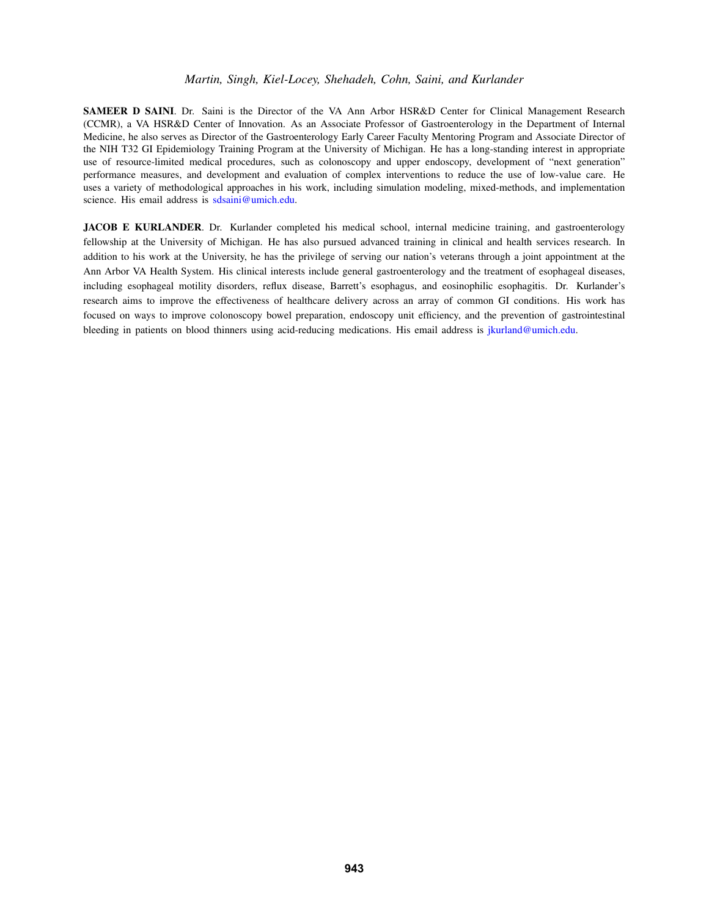**SAMEER D SAINI**. Dr. Saini is the Director of the VA Ann Arbor HSR&D Center for Clinical Management Research (CCMR), a VA HSR&D Center of Innovation. As an Associate Professor of Gastroenterology in the Department of Internal Medicine, he also serves as Director of the Gastroenterology Early Career Faculty Mentoring Program and Associate Director of the NIH T32 GI Epidemiology Training Program at the University of Michigan. He has a long-standing interest in appropriate use of resource-limited medical procedures, such as colonoscopy and upper endoscopy, development of "next generation" performance measures, and development and evaluation of complex interventions to reduce the use of low-value care. He uses a variety of methodological approaches in his work, including simulation modeling, mixed-methods, and implementation science. His email address is sdsaini@umich.edu.

**JACOB E KURLANDER**. Dr. Kurlander completed his medical school, internal medicine training, and gastroenterology fellowship at the University of Michigan. He has also pursued advanced training in clinical and health services research. In addition to his work at the University, he has the privilege of serving our nation's veterans through a joint appointment at the Ann Arbor VA Health System. His clinical interests include general gastroenterology and the treatment of esophageal diseases, including esophageal motility disorders, reflux disease, Barrett's esophagus, and eosinophilic esophagitis. Dr. Kurlander's research aims to improve the effectiveness of healthcare delivery across an array of common GI conditions. His work has focused on ways to improve colonoscopy bowel preparation, endoscopy unit efficiency, and the prevention of gastrointestinal bleeding in patients on blood thinners using acid-reducing medications. His email address is jkurland@umich.edu.